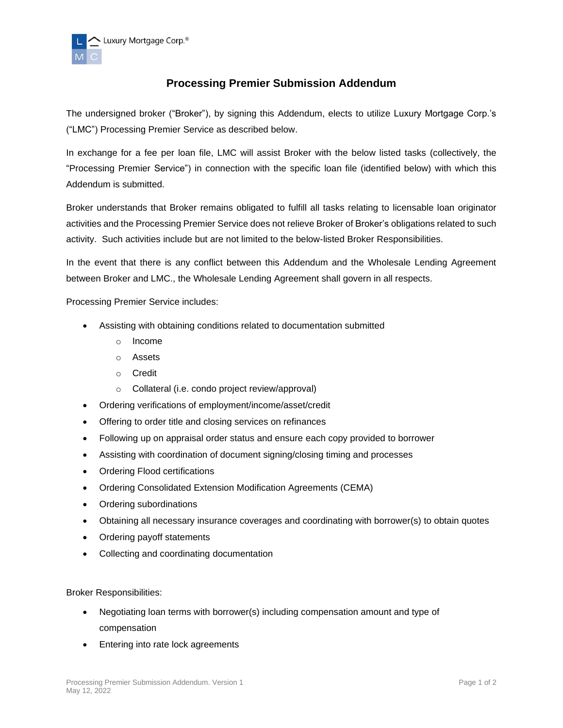# Processing Premier Submission Addendum

The undersigned broker ("Broker"), by signing this Addendum, elects to utilize Luxury Mortgage Corp.'s ("LMC") Processing Premier Service as described below.

In exchange for a fee per loan file, LMC will assist Broker with the below listed tasks (collectively, the "Processing Premier Service") in connection with the specific loan file (identified below) with which this Addendum is submitted.

Broker understands that Broker remains obligated to fulfill all tasks relating to licensable loan originator activities and the Processing Premier Service does not relieve Broker of Broker's obligations related to such activity. Such activities include but are not limited to the below-listed Broker Responsibilities.

In the event that there is any conflict between this Addendum and the Wholesale Lending Agreement between Broker and LMC., the Wholesale Lending Agreement shall govern in all respects.

Processing Premier Service includes:

- Assisting with obtaining conditions related to documentation submitted
  - Income
  - Assets
  - Credit
  - Collateral (i.e. condo project review/approval)
- Ordering verifications of employment/income/asset/credit
- Offering to order title and closing services on refinances
- Following up on appraisal order status and ensure each copy provided to borrower
- Assisting with coordination of document signing/closing timing and processes
- Ordering Flood certifications
- Ordering Consolidated Extension Modification Agreements (CEMA)
- Ordering subordinations
- Obtaining all necessary insurance coverages and coordinating with borrower(s) to obtain quotes
- Ordering payoff statements
- Collecting and coordinating documentation

Broker Responsibilities:

- Negotiating loan terms with borrower(s) including compensation amount and type of compensation
- Entering into rate lock agreements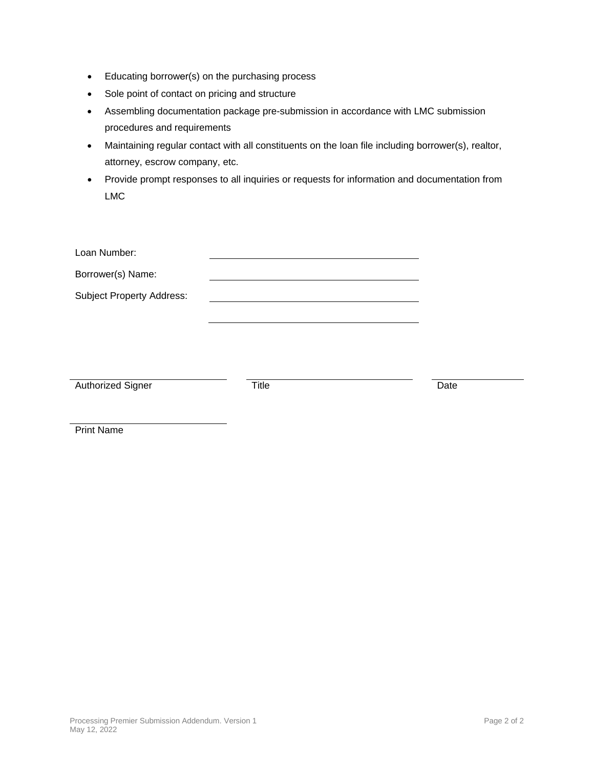- Educating borrower(s) on the purchasing process
- Sole point of contact on pricing and structure
- Assembling documentation package pre-submission in accordance with LMC submission procedures and requirements
- Maintaining regular contact with all constituents on the loan file including borrower(s), realtor, attorney, escrow company, etc.
- Provide prompt responses to all inquiries or requests for information and documentation from LMC

Loan Number: ______________________________

Borrower(s) Name: ______________________________

Subject Property Address: ______________________________

______________________________

______________________________ ______________________________ ______________

Authorized Signer Title Date

______________________________

Print Name